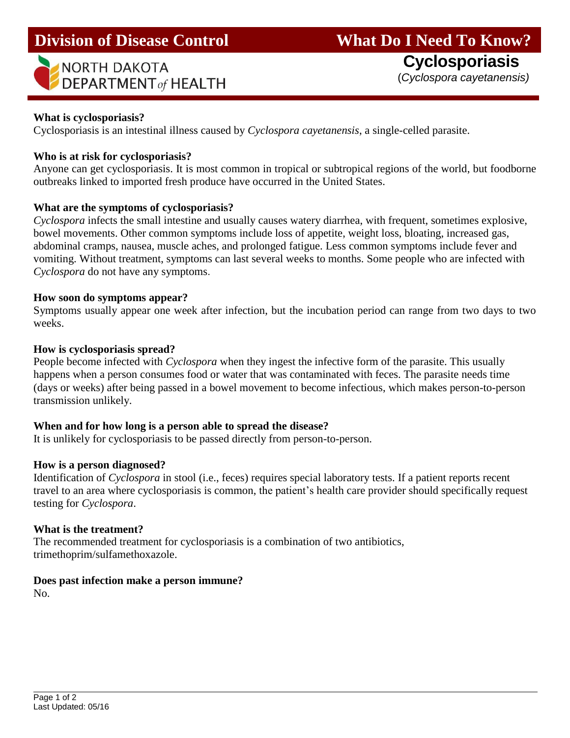# Division of Disease Control

NORTH DAKOTA DEPARTMENT *of* HEALTH

# What Do I Need To Know?

## Cyclosporiasis

(*Cyclospora cayetanensis)*

**What is cyclosporiasis?**

Cyclosporiasis is an intestinal illness caused by *Cyclospora cayetanensis*, a single-celled parasite.

**Who is at risk for cyclosporiasis?**

Anyone can get cyclosporiasis. It is most common in tropical or subtropical regions of the world, but foodborne outbreaks linked to imported fresh produce have occurred in the United States.

**What are the symptoms of cyclosporiasis?**

*Cyclospora* infects the small intestine and usually causes watery diarrhea, with frequent, sometimes explosive, bowel movements. Other common symptoms include loss of appetite, weight loss, bloating, increased gas, abdominal cramps, nausea, muscle aches, and prolonged fatigue. Less common symptoms include fever and vomiting. Without treatment, symptoms can last several weeks to months. Some people who are infected with *Cyclospora* do not have any symptoms.

**How soon do symptoms appear?**

Symptoms usually appear one week after infection, but the incubation period can range from two days to two weeks.

**How is cyclosporiasis spread?**

People become infected with *Cyclospora* when they ingest the infective form of the parasite. This usually happens when a person consumes food or water that was contaminated with feces. The parasite needs time (days or weeks) after being passed in a bowel movement to become infectious, which makes person-to-person transmission unlikely.

**When and for how long is a person able to spread the disease?**

It is unlikely for cyclosporiasis to be passed directly from person-to-person.

**How is a person diagnosed?**

Identification of *Cyclospora* in stool (i.e., feces) requires special laboratory tests. If a patient reports recent travel to an area where cyclosporiasis is common, the patient's health care provider should specifically request testing for *Cyclospora*.

**What is the treatment?**

The recommended treatment for cyclosporiasis is a combination of two antibiotics, trimethoprim/sulfamethoxazole.

**Does past infection make a person immune?**

No.

Last Updated: 05/16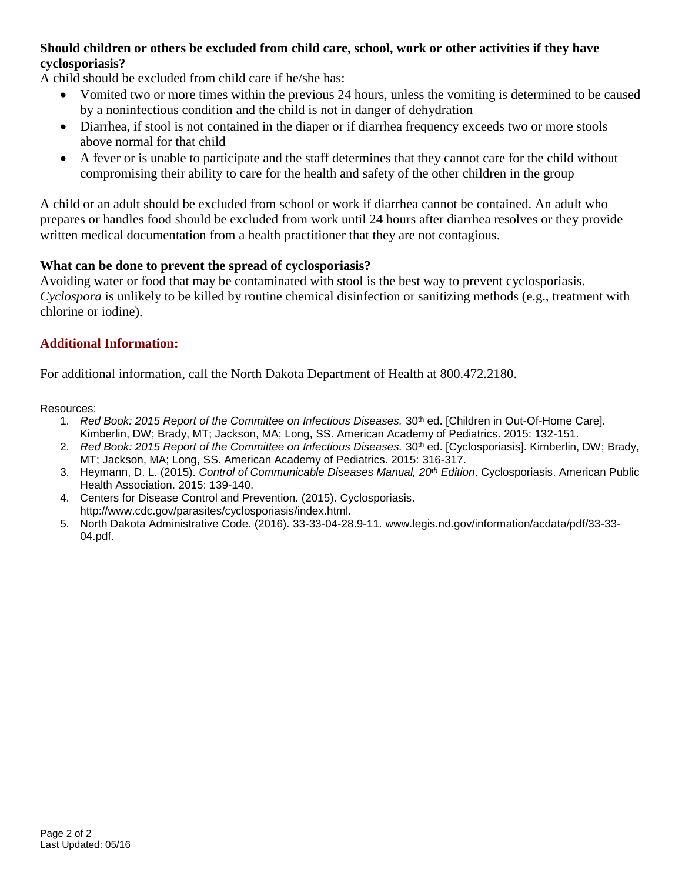**Should children or others be excluded from child care, school, work or other activities if they have cyclosporiasis?**

A child should be excluded from child care if he/she has:

- Vomited two or more times within the previous 24 hours, unless the vomiting is determined to be caused by a noninfectious condition and the child is not in danger of dehydration
- Diarrhea, if stool is not contained in the diaper or if diarrhea frequency exceeds two or more stools above normal for that child
- A fever or is unable to participate and the staff determines that they cannot care for the child without compromising their ability to care for the health and safety of the other children in the group

A child or an adult should be excluded from school or work if diarrhea cannot be contained. An adult who prepares or handles food should be excluded from work until 24 hours after diarrhea resolves or they provide written medical documentation from a health practitioner that they are not contagious.

**What can be done to prevent the spread of cyclosporiasis?**

Avoiding water or food that may be contaminated with stool is the best way to prevent cyclosporiasis. *Cyclospora* is unlikely to be killed by routine chemical disinfection or sanitizing methods (e.g., treatment with chlorine or iodine).

## Additional Information:

For additional information, call the North Dakota Department of Health at 800.472.2180.

Resources:

1. *Red Book: 2015 Report of the Committee on Infectious Diseases.* 30th ed. [Children in Out-Of-Home Care]. Kimberlin, DW; Brady, MT; Jackson, MA; Long, SS. American Academy of Pediatrics. 2015: 132-151.
2. *Red Book: 2015 Report of the Committee on Infectious Diseases.* 30th ed. [Cyclosporiasis]. Kimberlin, DW; Brady, MT; Jackson, MA; Long, SS. American Academy of Pediatrics. 2015: 316-317.
3. Heymann, D. L. (2015). *Control of Communicable Diseases Manual, 20th Edition*. Cyclosporiasis. American Public Health Association. 2015: 139-140.
4. Centers for Disease Control and Prevention. (2015). Cyclosporiasis. http://www.cdc.gov/parasites/cyclosporiasis/index.html.
5. North Dakota Administrative Code. (2016). 33-33-04-28.9-11. www.legis.nd.gov/information/acdata/pdf/33-33-04.pdf.

Last Updated: 05/16